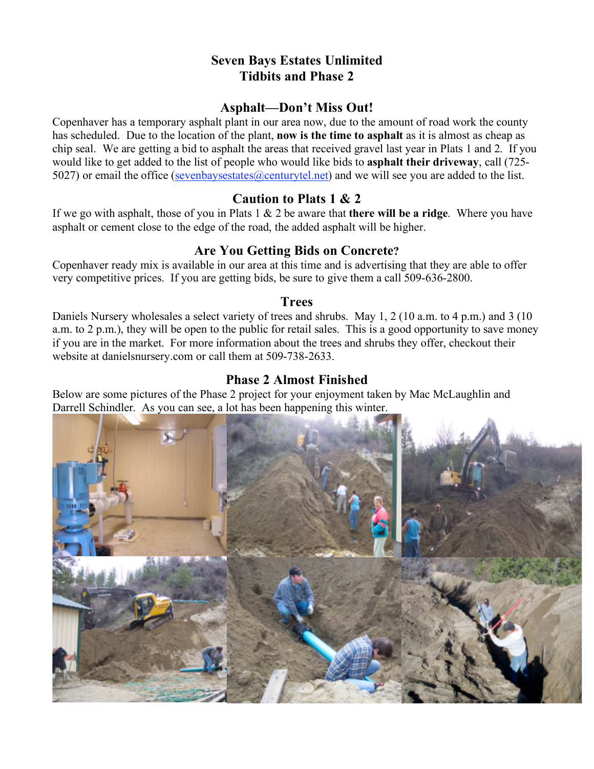# Seven Bays Estates Unlimited
# Tidbits and Phase 2

## Asphalt—Don't Miss Out!

Copenhaver has a temporary asphalt plant in our area now, due to the amount of road work the county has scheduled. Due to the location of the plant, **now is the time to asphalt** as it is almost as cheap as chip seal. We are getting a bid to asphalt the areas that received gravel last year in Plats 1 and 2. If you would like to get added to the list of people who would like bids to **asphalt their driveway**, call (725-5027) or email the office (sevenbaysestates@centurytel.net) and we will see you are added to the list.

## Caution to Plats 1 & 2

If we go with asphalt, those of you in Plats 1 & 2 be aware that **there will be a ridge**. Where you have asphalt or cement close to the edge of the road, the added asphalt will be higher.

## Are You Getting Bids on Concrete?

Copenhaver ready mix is available in our area at this time and is advertising that they are able to offer very competitive prices. If you are getting bids, be sure to give them a call 509-636-2800.

## Trees

Daniels Nursery wholesales a select variety of trees and shrubs. May 1, 2 (10 a.m. to 4 p.m.) and 3 (10 a.m. to 2 p.m.), they will be open to the public for retail sales. This is a good opportunity to save money if you are in the market. For more information about the trees and shrubs they offer, checkout their website at danielsnursery.com or call them at 509-738-2633.

## Phase 2 Almost Finished

Below are some pictures of the Phase 2 project for your enjoyment taken by Mac McLaughlin and Darrell Schindler. As you can see, a lot has been happening this winter.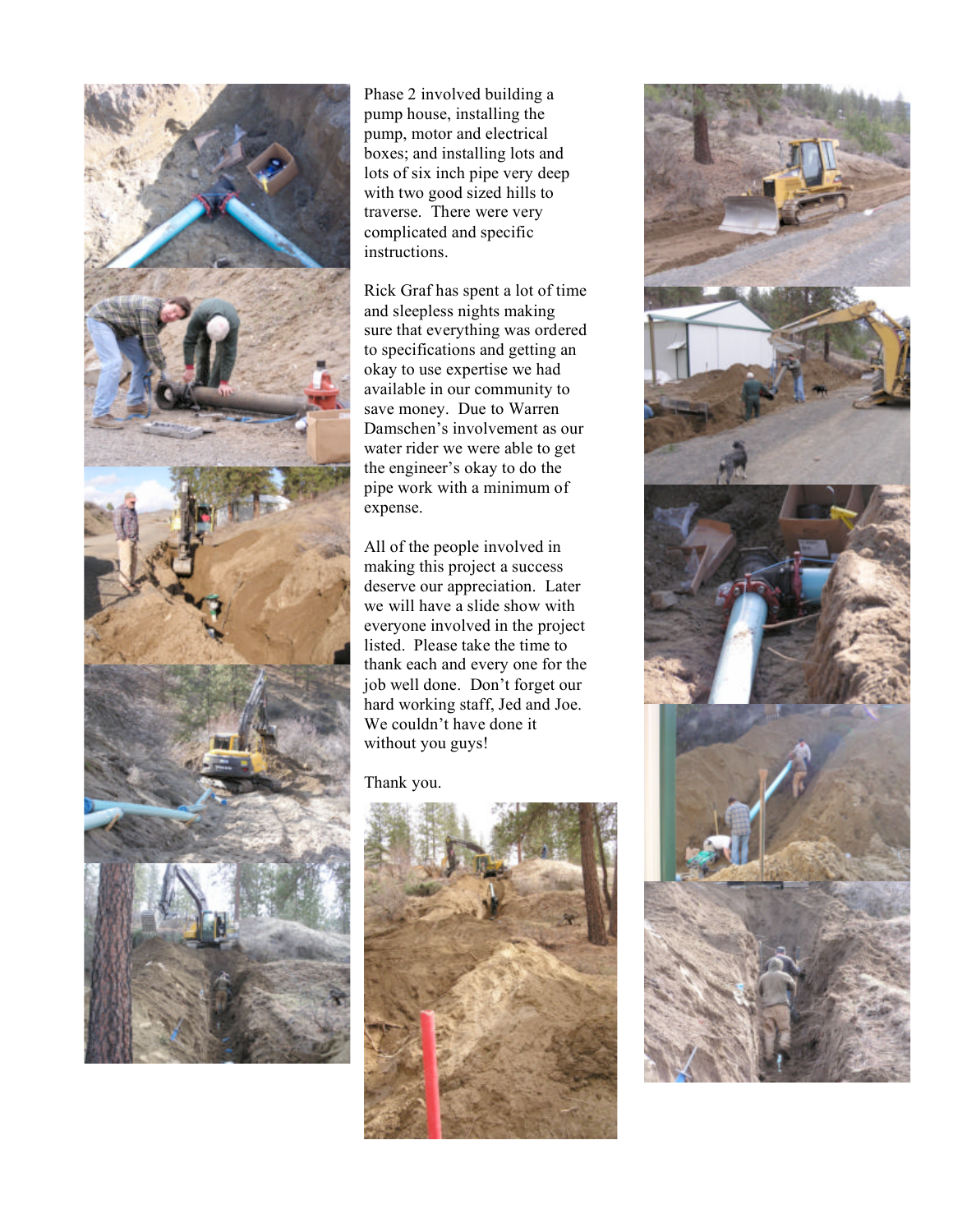Phase 2 involved building a pump house, installing the pump, motor and electrical boxes; and installing lots and lots of six inch pipe very deep with two good sized hills to traverse. There were very complicated and specific instructions.

Rick Graf has spent a lot of time and sleepless nights making sure that everything was ordered to specifications and getting an okay to use expertise we had available in our community to save money. Due to Warren Damschen's involvement as our water rider we were able to get the engineer's okay to do the pipe work with a minimum of expense.

All of the people involved in making this project a success deserve our appreciation. Later we will have a slide show with everyone involved in the project listed. Please take the time to thank each and every one for the job well done. Don't forget our hard working staff, Jed and Joe. We couldn't have done it without you guys!

Thank you.